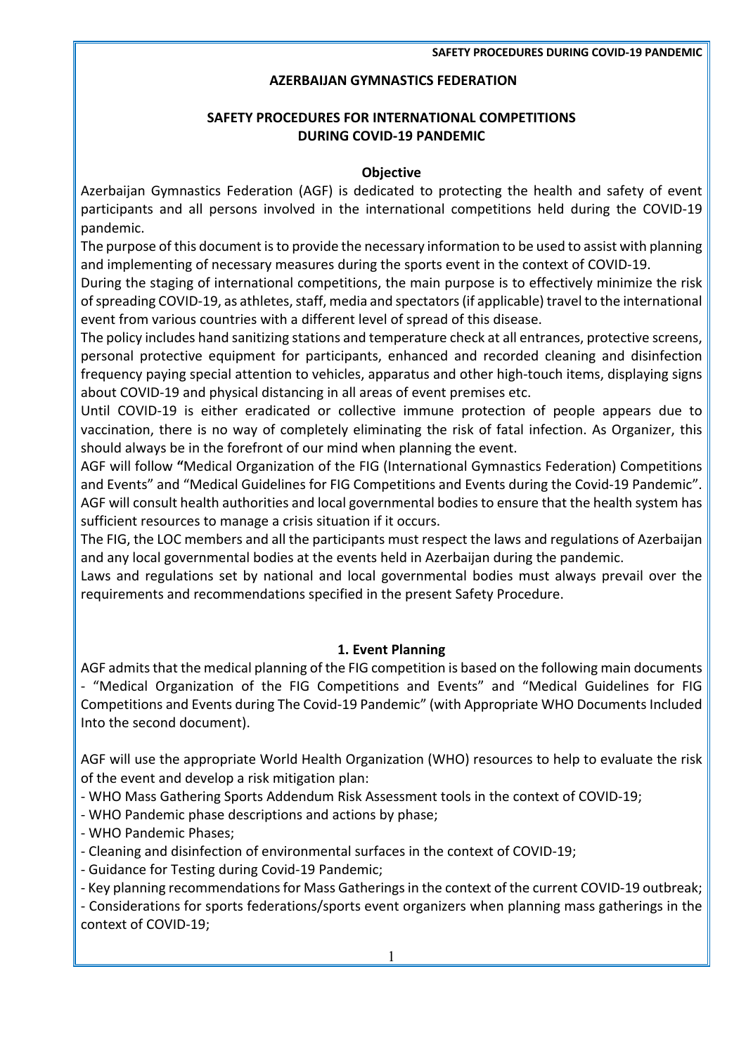**AZERBAIJAN GYMNASTICS FEDERATION**

# SAFETY PROCEDURES FOR INTERNATIONAL COMPETITIONS DURING COVID-19 PANDEMIC

## Objective

Azerbaijan Gymnastics Federation (AGF) is dedicated to protecting the health and safety of event participants and all persons involved in the international competitions held during the COVID-19 pandemic.

The purpose of this document is to provide the necessary information to be used to assist with planning and implementing of necessary measures during the sports event in the context of COVID-19.

During the staging of international competitions, the main purpose is to effectively minimize the risk of spreading COVID-19, as athletes, staff, media and spectators (if applicable) travel to the international event from various countries with a different level of spread of this disease.

The policy includes hand sanitizing stations and temperature check at all entrances, protective screens, personal protective equipment for participants, enhanced and recorded cleaning and disinfection frequency paying special attention to vehicles, apparatus and other high-touch items, displaying signs about COVID-19 and physical distancing in all areas of event premises etc.

Until COVID-19 is either eradicated or collective immune protection of people appears due to vaccination, there is no way of completely eliminating the risk of fatal infection. As Organizer, this should always be in the forefront of our mind when planning the event.

AGF will follow "Medical Organization of the FIG (International Gymnastics Federation) Competitions and Events" and "Medical Guidelines for FIG Competitions and Events during the Covid-19 Pandemic".

AGF will consult health authorities and local governmental bodies to ensure that the health system has sufficient resources to manage a crisis situation if it occurs.

The FIG, the LOC members and all the participants must respect the laws and regulations of Azerbaijan and any local governmental bodies at the events held in Azerbaijan during the pandemic.

Laws and regulations set by national and local governmental bodies must always prevail over the requirements and recommendations specified in the present Safety Procedure.

## 1. Event Planning

AGF admits that the medical planning of the FIG competition is based on the following main documents - "Medical Organization of the FIG Competitions and Events" and "Medical Guidelines for FIG Competitions and Events during The Covid-19 Pandemic" (with Appropriate WHO Documents Included Into the second document).

AGF will use the appropriate World Health Organization (WHO) resources to help to evaluate the risk of the event and develop a risk mitigation plan:

- WHO Mass Gathering Sports Addendum Risk Assessment tools in the context of COVID-19;
- WHO Pandemic phase descriptions and actions by phase;
- WHO Pandemic Phases;
- Cleaning and disinfection of environmental surfaces in the context of COVID-19;
- Guidance for Testing during Covid-19 Pandemic;
- Key planning recommendations for Mass Gatherings in the context of the current COVID-19 outbreak;
- Considerations for sports federations/sports event organizers when planning mass gatherings in the context of COVID-19;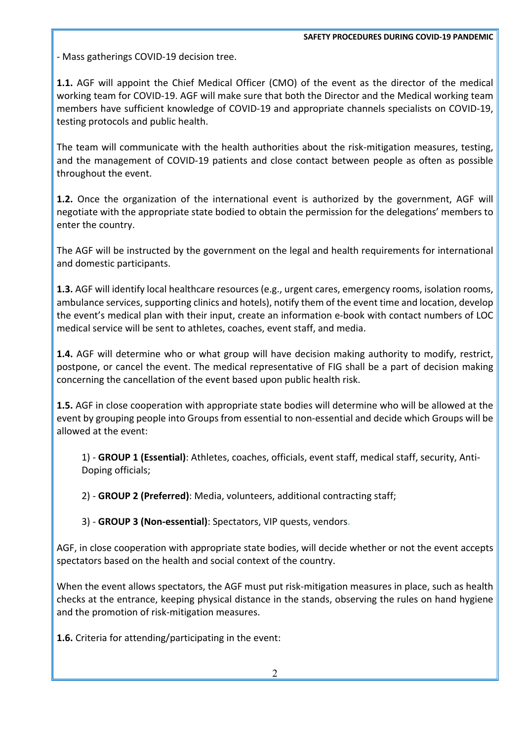- Mass gatherings COVID-19 decision tree.

**1.1.** AGF will appoint the Chief Medical Officer (CMO) of the event as the director of the medical working team for COVID-19. AGF will make sure that both the Director and the Medical working team members have sufficient knowledge of COVID-19 and appropriate channels specialists on COVID-19, testing protocols and public health.

The team will communicate with the health authorities about the risk-mitigation measures, testing, and the management of COVID-19 patients and close contact between people as often as possible throughout the event.

**1.2.** Once the organization of the international event is authorized by the government, AGF will negotiate with the appropriate state bodied to obtain the permission for the delegations' members to enter the country.

The AGF will be instructed by the government on the legal and health requirements for international and domestic participants.

**1.3.** AGF will identify local healthcare resources (e.g., urgent cares, emergency rooms, isolation rooms, ambulance services, supporting clinics and hotels), notify them of the event time and location, develop the event's medical plan with their input, create an information e-book with contact numbers of LOC medical service will be sent to athletes, coaches, event staff, and media.

**1.4.** AGF will determine who or what group will have decision making authority to modify, restrict, postpone, or cancel the event. The medical representative of FIG shall be a part of decision making concerning the cancellation of the event based upon public health risk.

**1.5.** AGF in close cooperation with appropriate state bodies will determine who will be allowed at the event by grouping people into Groups from essential to non-essential and decide which Groups will be allowed at the event:

1) - **GROUP 1 (Essential)**: Athletes, coaches, officials, event staff, medical staff, security, Anti-Doping officials;

2) - **GROUP 2 (Preferred)**: Media, volunteers, additional contracting staff;

3) - **GROUP 3 (Non-essential)**: Spectators, VIP quests, vendors.

AGF, in close cooperation with appropriate state bodies, will decide whether or not the event accepts spectators based on the health and social context of the country.

When the event allows spectators, the AGF must put risk-mitigation measures in place, such as health checks at the entrance, keeping physical distance in the stands, observing the rules on hand hygiene and the promotion of risk-mitigation measures.

**1.6.** Criteria for attending/participating in the event: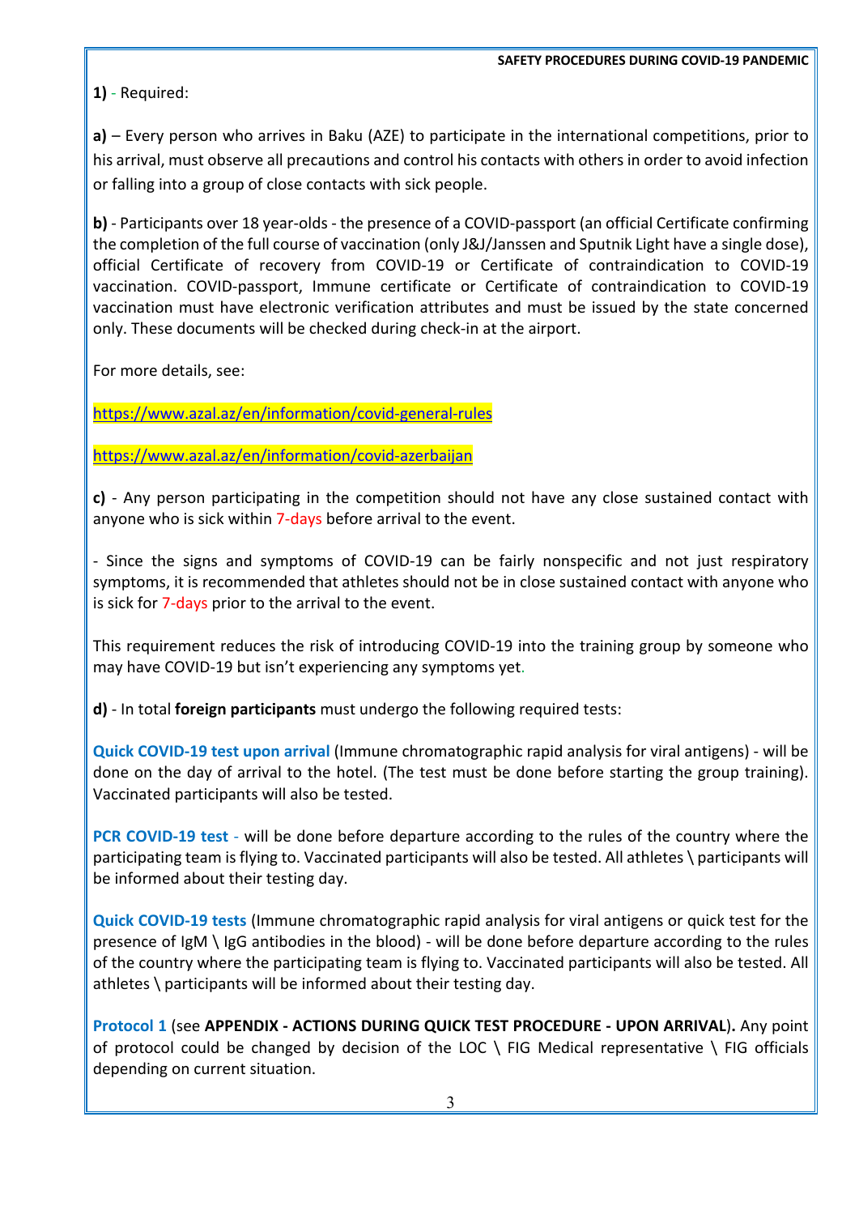**1)** - Required:

**a)** – Every person who arrives in Baku (AZE) to participate in the international competitions, prior to his arrival, must observe all precautions and control his contacts with others in order to avoid infection or falling into a group of close contacts with sick people.

**b)** - Participants over 18 year-olds - the presence of a COVID-passport (an official Certificate confirming the completion of the full course of vaccination (only J&J/Janssen and Sputnik Light have a single dose), official Certificate of recovery from COVID-19 or Certificate of contraindication to COVID-19 vaccination. COVID-passport, Immune certificate or Certificate of contraindication to COVID-19 vaccination must have electronic verification attributes and must be issued by the state concerned only. These documents will be checked during check-in at the airport.

For more details, see:

https://www.azal.az/en/information/covid-general-rules

https://www.azal.az/en/information/covid-azerbaijan

**c)** - Any person participating in the competition should not have any close sustained contact with anyone who is sick within 7-days before arrival to the event.

- Since the signs and symptoms of COVID-19 can be fairly nonspecific and not just respiratory symptoms, it is recommended that athletes should not be in close sustained contact with anyone who is sick for 7-days prior to the arrival to the event.

This requirement reduces the risk of introducing COVID-19 into the training group by someone who may have COVID-19 but isn't experiencing any symptoms yet.

**d)** - In total **foreign participants** must undergo the following required tests:

**Quick COVID-19 test upon arrival** (Immune chromatographic rapid analysis for viral antigens) - will be done on the day of arrival to the hotel. (The test must be done before starting the group training). Vaccinated participants will also be tested.

**PCR COVID-19 test** - will be done before departure according to the rules of the country where the participating team is flying to. Vaccinated participants will also be tested. All athletes \ participants will be informed about their testing day.

**Quick COVID-19 tests** (Immune chromatographic rapid analysis for viral antigens or quick test for the presence of IgM \ IgG antibodies in the blood) - will be done before departure according to the rules of the country where the participating team is flying to. Vaccinated participants will also be tested. All athletes \ participants will be informed about their testing day.

**Protocol 1** (see **APPENDIX - ACTIONS DURING QUICK TEST PROCEDURE - UPON ARRIVAL**). Any point of protocol could be changed by decision of the LOC \ FIG Medical representative \ FIG officials depending on current situation.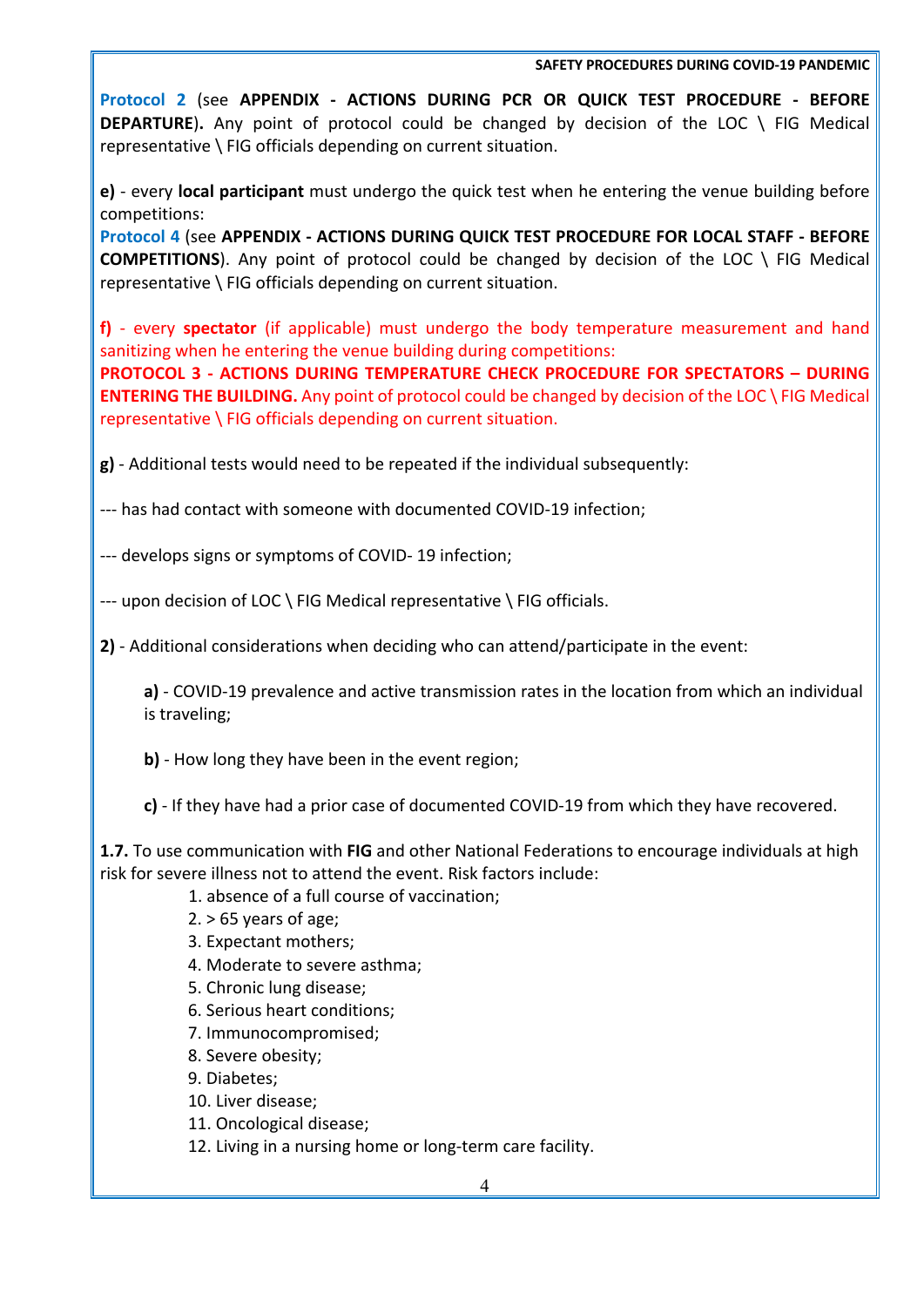**Protocol 2** (see **APPENDIX - ACTIONS DURING PCR OR QUICK TEST PROCEDURE - BEFORE DEPARTURE**). Any point of protocol could be changed by decision of the LOC \ FIG Medical representative \ FIG officials depending on current situation.

**e)** - every **local participant** must undergo the quick test when he entering the venue building before competitions:
**Protocol 4** (see **APPENDIX - ACTIONS DURING QUICK TEST PROCEDURE FOR LOCAL STAFF - BEFORE COMPETITIONS**). Any point of protocol could be changed by decision of the LOC \ FIG Medical representative \ FIG officials depending on current situation.

**f)** - every **spectator** (if applicable) must undergo the body temperature measurement and hand sanitizing when he entering the venue building during competitions:
**PROTOCOL 3 - ACTIONS DURING TEMPERATURE CHECK PROCEDURE FOR SPECTATORS – DURING ENTERING THE BUILDING.** Any point of protocol could be changed by decision of the LOC \ FIG Medical representative \ FIG officials depending on current situation.

**g)** - Additional tests would need to be repeated if the individual subsequently:

--- has had contact with someone with documented COVID-19 infection;

--- develops signs or symptoms of COVID- 19 infection;

--- upon decision of LOC \ FIG Medical representative \ FIG officials.

**2)** - Additional considerations when deciding who can attend/participate in the event:

**a)** - COVID-19 prevalence and active transmission rates in the location from which an individual is traveling;

**b)** - How long they have been in the event region;

**c)** - If they have had a prior case of documented COVID-19 from which they have recovered.

**1.7.** To use communication with **FIG** and other National Federations to encourage individuals at high risk for severe illness not to attend the event. Risk factors include:

1. absence of a full course of vaccination;
2. > 65 years of age;
3. Expectant mothers;
4. Moderate to severe asthma;
5. Chronic lung disease;
6. Serious heart conditions;
7. Immunocompromised;
8. Severe obesity;
9. Diabetes;
10. Liver disease;
11. Oncological disease;
12. Living in a nursing home or long-term care facility.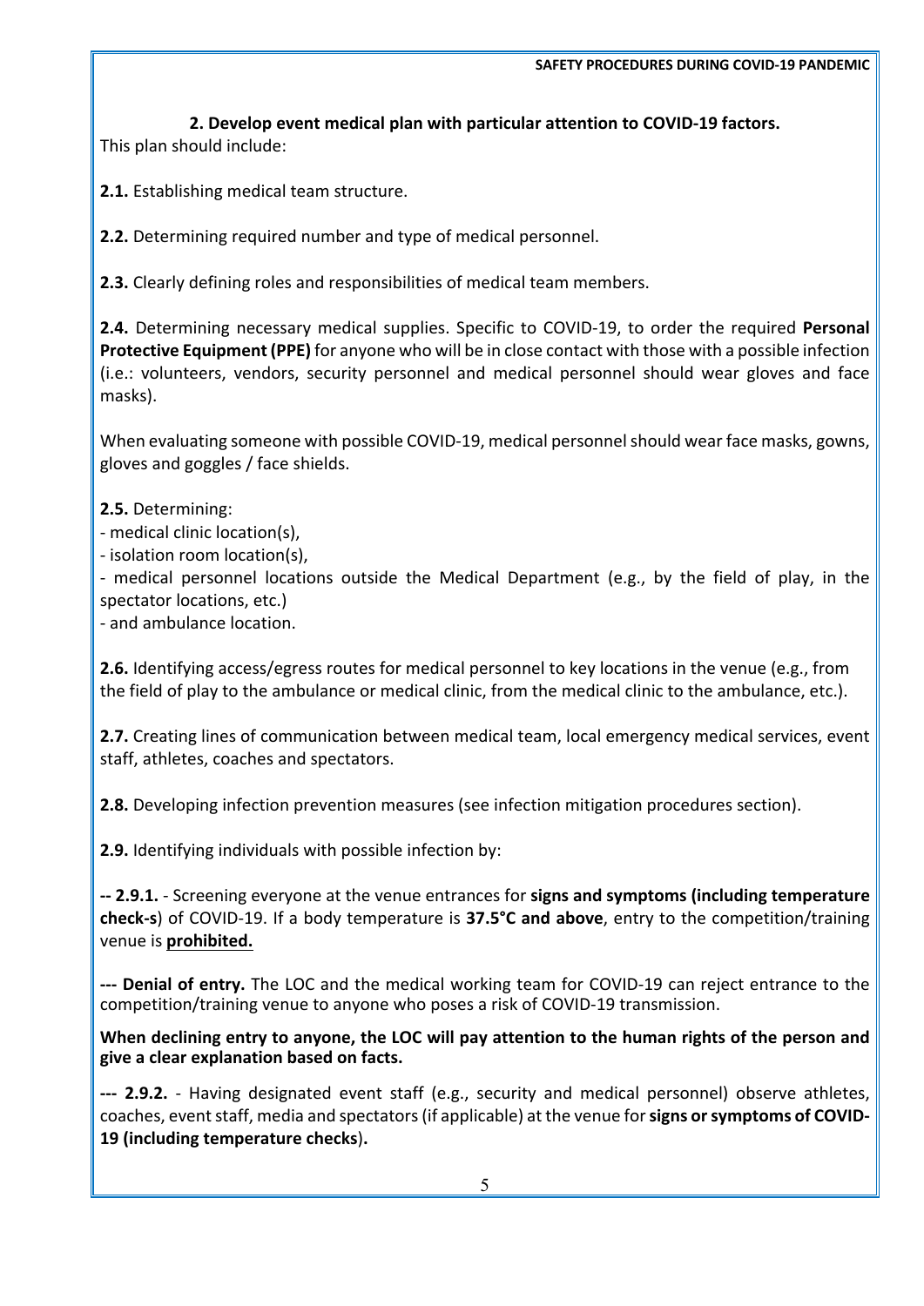### 2. Develop event medical plan with particular attention to COVID-19 factors.

This plan should include:

**2.1.** Establishing medical team structure.

**2.2.** Determining required number and type of medical personnel.

**2.3.** Clearly defining roles and responsibilities of medical team members.

**2.4.** Determining necessary medical supplies. Specific to COVID-19, to order the required **Personal Protective Equipment (PPE)** for anyone who will be in close contact with those with a possible infection (i.e.: volunteers, vendors, security personnel and medical personnel should wear gloves and face masks).

When evaluating someone with possible COVID-19, medical personnel should wear face masks, gowns, gloves and goggles / face shields.

**2.5.** Determining:
- medical clinic location(s),
- isolation room location(s),
- medical personnel locations outside the Medical Department (e.g., by the field of play, in the spectator locations, etc.)
- and ambulance location.

**2.6.** Identifying access/egress routes for medical personnel to key locations in the venue (e.g., from the field of play to the ambulance or medical clinic, from the medical clinic to the ambulance, etc.).

**2.7.** Creating lines of communication between medical team, local emergency medical services, event staff, athletes, coaches and spectators.

**2.8.** Developing infection prevention measures (see infection mitigation procedures section).

**2.9.** Identifying individuals with possible infection by:

**-- 2.9.1.** - Screening everyone at the venue entrances for **signs and symptoms (including temperature check-s**) of COVID-19. If a body temperature is **37.5°C and above**, entry to the competition/training venue is **prohibited.**

**--- Denial of entry.** The LOC and the medical working team for COVID-19 can reject entrance to the competition/training venue to anyone who poses a risk of COVID-19 transmission.

**When declining entry to anyone, the LOC will pay attention to the human rights of the person and give a clear explanation based on facts.**

**--- 2.9.2.** - Having designated event staff (e.g., security and medical personnel) observe athletes, coaches, event staff, media and spectators (if applicable) at the venue for **signs or symptoms of COVID-19 (including temperature checks**)**.**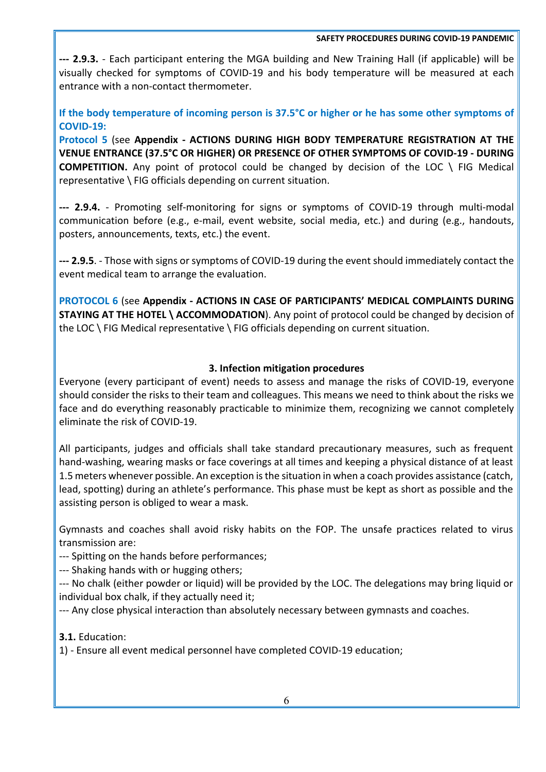**--- 2.9.3.** - Each participant entering the MGA building and New Training Hall (if applicable) will be visually checked for symptoms of COVID-19 and his body temperature will be measured at each entrance with a non-contact thermometer.

**If the body temperature of incoming person is 37.5°C or higher or he has some other symptoms of COVID-19:**

**Protocol 5** (see **Appendix - ACTIONS DURING HIGH BODY TEMPERATURE REGISTRATION AT THE VENUE ENTRANCE (37.5°C OR HIGHER) OR PRESENCE OF OTHER SYMPTOMS OF COVID-19 - DURING COMPETITION.** Any point of protocol could be changed by decision of the LOC \ FIG Medical representative \ FIG officials depending on current situation.

**--- 2.9.4.** - Promoting self-monitoring for signs or symptoms of COVID-19 through multi-modal communication before (e.g., e-mail, event website, social media, etc.) and during (e.g., handouts, posters, announcements, texts, etc.) the event.

**--- 2.9.5**. - Those with signs or symptoms of COVID-19 during the event should immediately contact the event medical team to arrange the evaluation.

**PROTOCOL 6** (see **Appendix - ACTIONS IN CASE OF PARTICIPANTS' MEDICAL COMPLAINTS DURING STAYING AT THE HOTEL \ ACCOMMODATION**). Any point of protocol could be changed by decision of the LOC \ FIG Medical representative \ FIG officials depending on current situation.

## 3. Infection mitigation procedures

Everyone (every participant of event) needs to assess and manage the risks of COVID-19, everyone should consider the risks to their team and colleagues. This means we need to think about the risks we face and do everything reasonably practicable to minimize them, recognizing we cannot completely eliminate the risk of COVID-19.

All participants, judges and officials shall take standard precautionary measures, such as frequent hand-washing, wearing masks or face coverings at all times and keeping a physical distance of at least 1.5 meters whenever possible. An exception is the situation in when a coach provides assistance (catch, lead, spotting) during an athlete's performance. This phase must be kept as short as possible and the assisting person is obliged to wear a mask.

Gymnasts and coaches shall avoid risky habits on the FOP. The unsafe practices related to virus transmission are:

--- Spitting on the hands before performances;

--- Shaking hands with or hugging others;

--- No chalk (either powder or liquid) will be provided by the LOC. The delegations may bring liquid or individual box chalk, if they actually need it;

--- Any close physical interaction than absolutely necessary between gymnasts and coaches.

**3.1.** Education:

1) - Ensure all event medical personnel have completed COVID-19 education;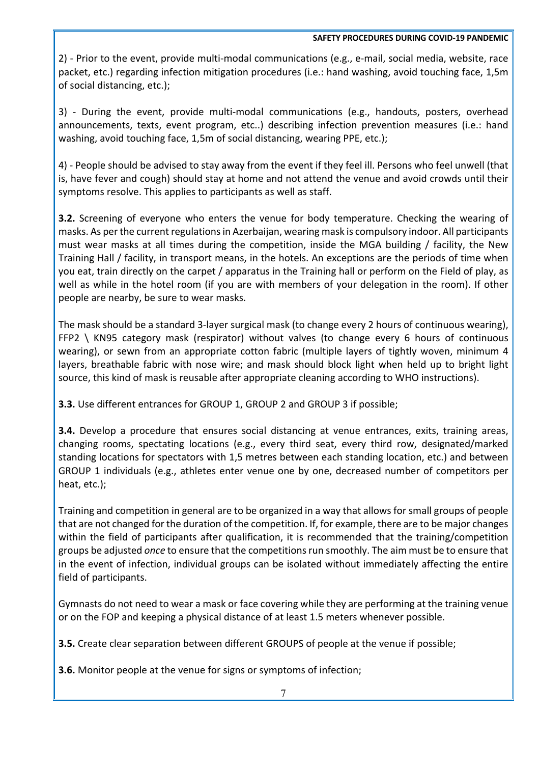2) - Prior to the event, provide multi-modal communications (e.g., e-mail, social media, website, race packet, etc.) regarding infection mitigation procedures (i.e.: hand washing, avoid touching face, 1,5m of social distancing, etc.);

3) - During the event, provide multi-modal communications (e.g., handouts, posters, overhead announcements, texts, event program, etc..) describing infection prevention measures (i.e.: hand washing, avoid touching face, 1,5m of social distancing, wearing PPE, etc.);

4) - People should be advised to stay away from the event if they feel ill. Persons who feel unwell (that is, have fever and cough) should stay at home and not attend the venue and avoid crowds until their symptoms resolve. This applies to participants as well as staff.

**3.2.** Screening of everyone who enters the venue for body temperature. Checking the wearing of masks. As per the current regulations in Azerbaijan, wearing mask is compulsory indoor. All participants must wear masks at all times during the competition, inside the MGA building / facility, the New Training Hall / facility, in transport means, in the hotels. An exceptions are the periods of time when you eat, train directly on the carpet / apparatus in the Training hall or perform on the Field of play, as well as while in the hotel room (if you are with members of your delegation in the room). If other people are nearby, be sure to wear masks.

The mask should be a standard 3-layer surgical mask (to change every 2 hours of continuous wearing), FFP2 \ KN95 category mask (respirator) without valves (to change every 6 hours of continuous wearing), or sewn from an appropriate cotton fabric (multiple layers of tightly woven, minimum 4 layers, breathable fabric with nose wire; and mask should block light when held up to bright light source, this kind of mask is reusable after appropriate cleaning according to WHO instructions).

**3.3.** Use different entrances for GROUP 1, GROUP 2 and GROUP 3 if possible;

**3.4.** Develop a procedure that ensures social distancing at venue entrances, exits, training areas, changing rooms, spectating locations (e.g., every third seat, every third row, designated/marked standing locations for spectators with 1,5 metres between each standing location, etc.) and between GROUP 1 individuals (e.g., athletes enter venue one by one, decreased number of competitors per heat, etc.);

Training and competition in general are to be organized in a way that allows for small groups of people that are not changed for the duration of the competition. If, for example, there are to be major changes within the field of participants after qualification, it is recommended that the training/competition groups be adjusted *once* to ensure that the competitions run smoothly. The aim must be to ensure that in the event of infection, individual groups can be isolated without immediately affecting the entire field of participants.

Gymnasts do not need to wear a mask or face covering while they are performing at the training venue or on the FOP and keeping a physical distance of at least 1.5 meters whenever possible.

**3.5.** Create clear separation between different GROUPS of people at the venue if possible;

**3.6.** Monitor people at the venue for signs or symptoms of infection;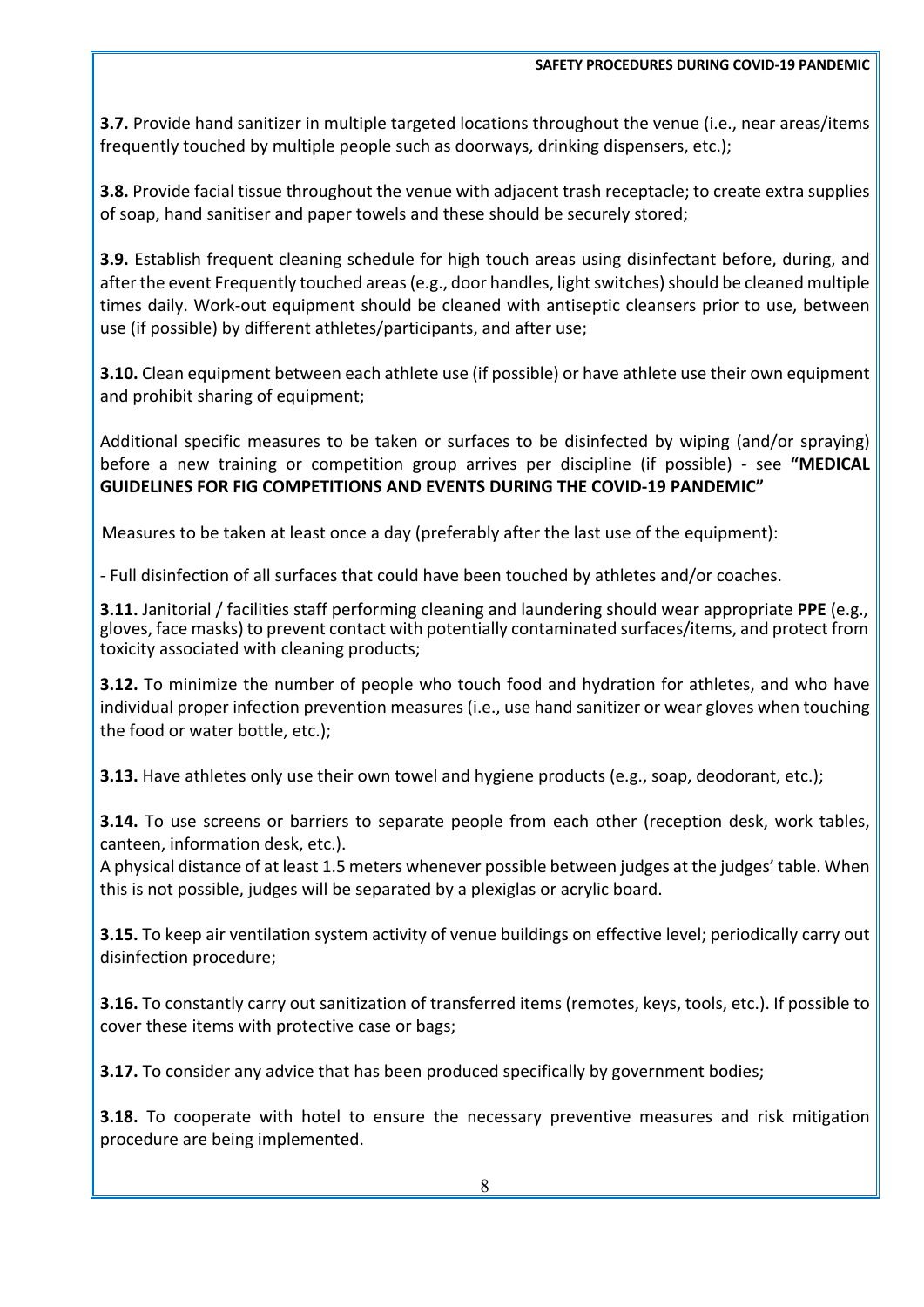**3.7.** Provide hand sanitizer in multiple targeted locations throughout the venue (i.e., near areas/items frequently touched by multiple people such as doorways, drinking dispensers, etc.);

**3.8.** Provide facial tissue throughout the venue with adjacent trash receptacle; to create extra supplies of soap, hand sanitiser and paper towels and these should be securely stored;

**3.9.** Establish frequent cleaning schedule for high touch areas using disinfectant before, during, and after the event Frequently touched areas (e.g., door handles, light switches) should be cleaned multiple times daily. Work-out equipment should be cleaned with antiseptic cleansers prior to use, between use (if possible) by different athletes/participants, and after use;

**3.10.** Clean equipment between each athlete use (if possible) or have athlete use their own equipment and prohibit sharing of equipment;

Additional specific measures to be taken or surfaces to be disinfected by wiping (and/or spraying) before a new training or competition group arrives per discipline (if possible) - see **"MEDICAL GUIDELINES FOR FIG COMPETITIONS AND EVENTS DURING THE COVID-19 PANDEMIC"**

Measures to be taken at least once a day (preferably after the last use of the equipment):

- Full disinfection of all surfaces that could have been touched by athletes and/or coaches.

**3.11.** Janitorial / facilities staff performing cleaning and laundering should wear appropriate **PPE** (e.g., gloves, face masks) to prevent contact with potentially contaminated surfaces/items, and protect from toxicity associated with cleaning products;

**3.12.** To minimize the number of people who touch food and hydration for athletes, and who have individual proper infection prevention measures (i.e., use hand sanitizer or wear gloves when touching the food or water bottle, etc.);

**3.13.** Have athletes only use their own towel and hygiene products (e.g., soap, deodorant, etc.);

**3.14.** To use screens or barriers to separate people from each other (reception desk, work tables, canteen, information desk, etc.).
A physical distance of at least 1.5 meters whenever possible between judges at the judges' table. When this is not possible, judges will be separated by a plexiglas or acrylic board.

**3.15.** To keep air ventilation system activity of venue buildings on effective level; periodically carry out disinfection procedure;

**3.16.** To constantly carry out sanitization of transferred items (remotes, keys, tools, etc.). If possible to cover these items with protective case or bags;

**3.17.** To consider any advice that has been produced specifically by government bodies;

**3.18.** To cooperate with hotel to ensure the necessary preventive measures and risk mitigation procedure are being implemented.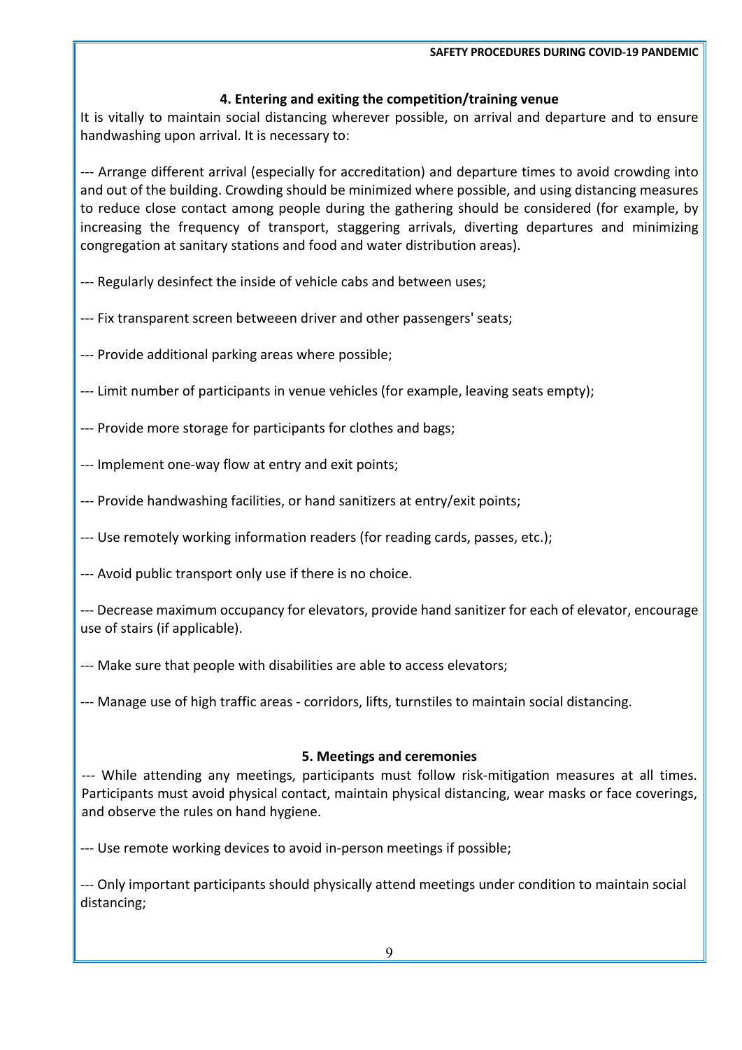#### 4. Entering and exiting the competition/training venue

It is vitally to maintain social distancing wherever possible, on arrival and departure and to ensure handwashing upon arrival. It is necessary to:

--- Arrange different arrival (especially for accreditation) and departure times to avoid crowding into and out of the building. Crowding should be minimized where possible, and using distancing measures to reduce close contact among people during the gathering should be considered (for example, by increasing the frequency of transport, staggering arrivals, diverting departures and minimizing congregation at sanitary stations and food and water distribution areas).

--- Regularly desinfect the inside of vehicle cabs and between uses;

--- Fix transparent screen betweeen driver and other passengers' seats;

--- Provide additional parking areas where possible;

--- Limit number of participants in venue vehicles (for example, leaving seats empty);

--- Provide more storage for participants for clothes and bags;

--- Implement one-way flow at entry and exit points;

--- Provide handwashing facilities, or hand sanitizers at entry/exit points;

--- Use remotely working information readers (for reading cards, passes, etc.);

--- Avoid public transport only use if there is no choice.

--- Decrease maximum occupancy for elevators, provide hand sanitizer for each of elevator, encourage use of stairs (if applicable).

--- Make sure that people with disabilities are able to access elevators;

--- Manage use of high traffic areas - corridors, lifts, turnstiles to maintain social distancing.

#### 5. Meetings and ceremonies

--- While attending any meetings, participants must follow risk-mitigation measures at all times. Participants must avoid physical contact, maintain physical distancing, wear masks or face coverings, and observe the rules on hand hygiene.

--- Use remote working devices to avoid in-person meetings if possible;

--- Only important participants should physically attend meetings under condition to maintain social distancing;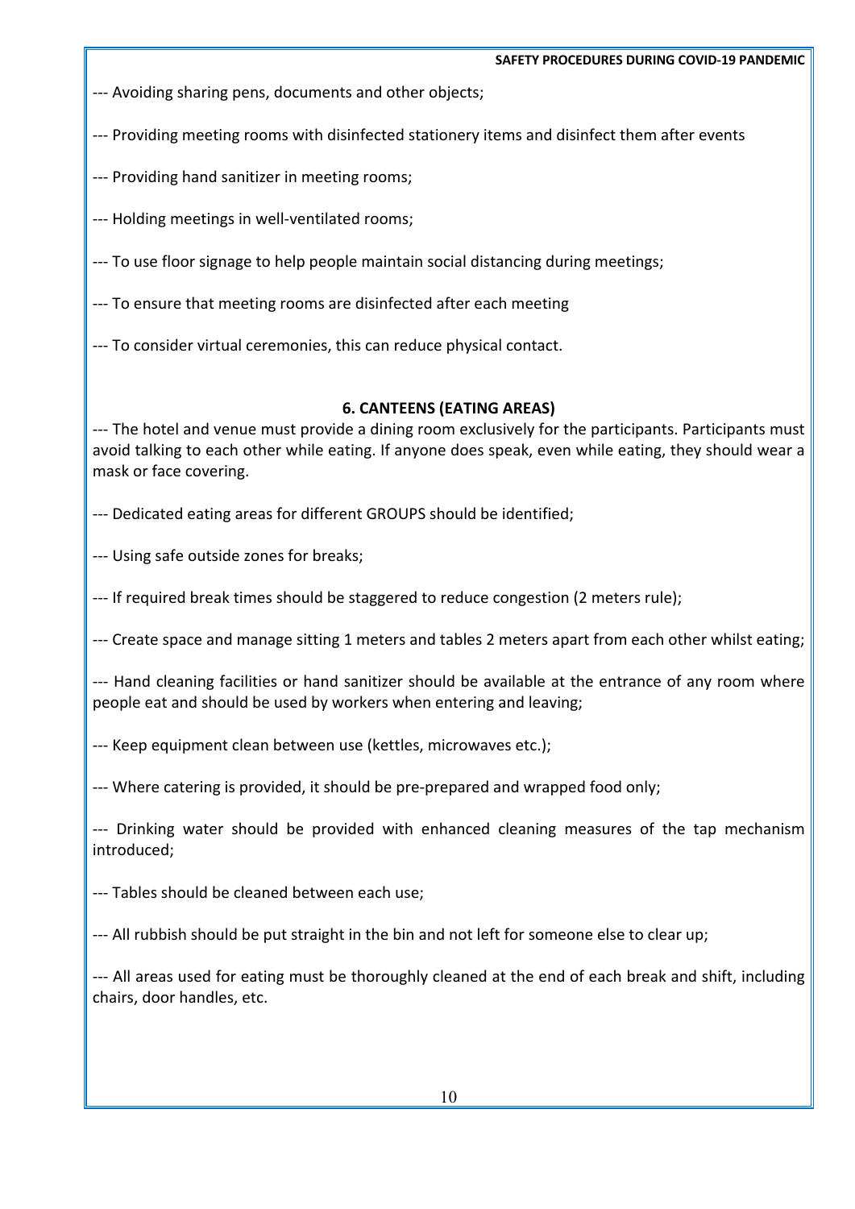--- Avoiding sharing pens, documents and other objects;

--- Providing meeting rooms with disinfected stationery items and disinfect them after events

--- Providing hand sanitizer in meeting rooms;

--- Holding meetings in well-ventilated rooms;

--- To use floor signage to help people maintain social distancing during meetings;

--- To ensure that meeting rooms are disinfected after each meeting

--- To consider virtual ceremonies, this can reduce physical contact.

## 6. CANTEENS (EATING AREAS)

--- The hotel and venue must provide a dining room exclusively for the participants. Participants must avoid talking to each other while eating. If anyone does speak, even while eating, they should wear a mask or face covering.

--- Dedicated eating areas for different GROUPS should be identified;

--- Using safe outside zones for breaks;

--- If required break times should be staggered to reduce congestion (2 meters rule);

--- Create space and manage sitting 1 meters and tables 2 meters apart from each other whilst eating;

--- Hand cleaning facilities or hand sanitizer should be available at the entrance of any room where people eat and should be used by workers when entering and leaving;

--- Keep equipment clean between use (kettles, microwaves etc.);

--- Where catering is provided, it should be pre-prepared and wrapped food only;

--- Drinking water should be provided with enhanced cleaning measures of the tap mechanism introduced;

--- Tables should be cleaned between each use;

--- All rubbish should be put straight in the bin and not left for someone else to clear up;

--- All areas used for eating must be thoroughly cleaned at the end of each break and shift, including chairs, door handles, etc.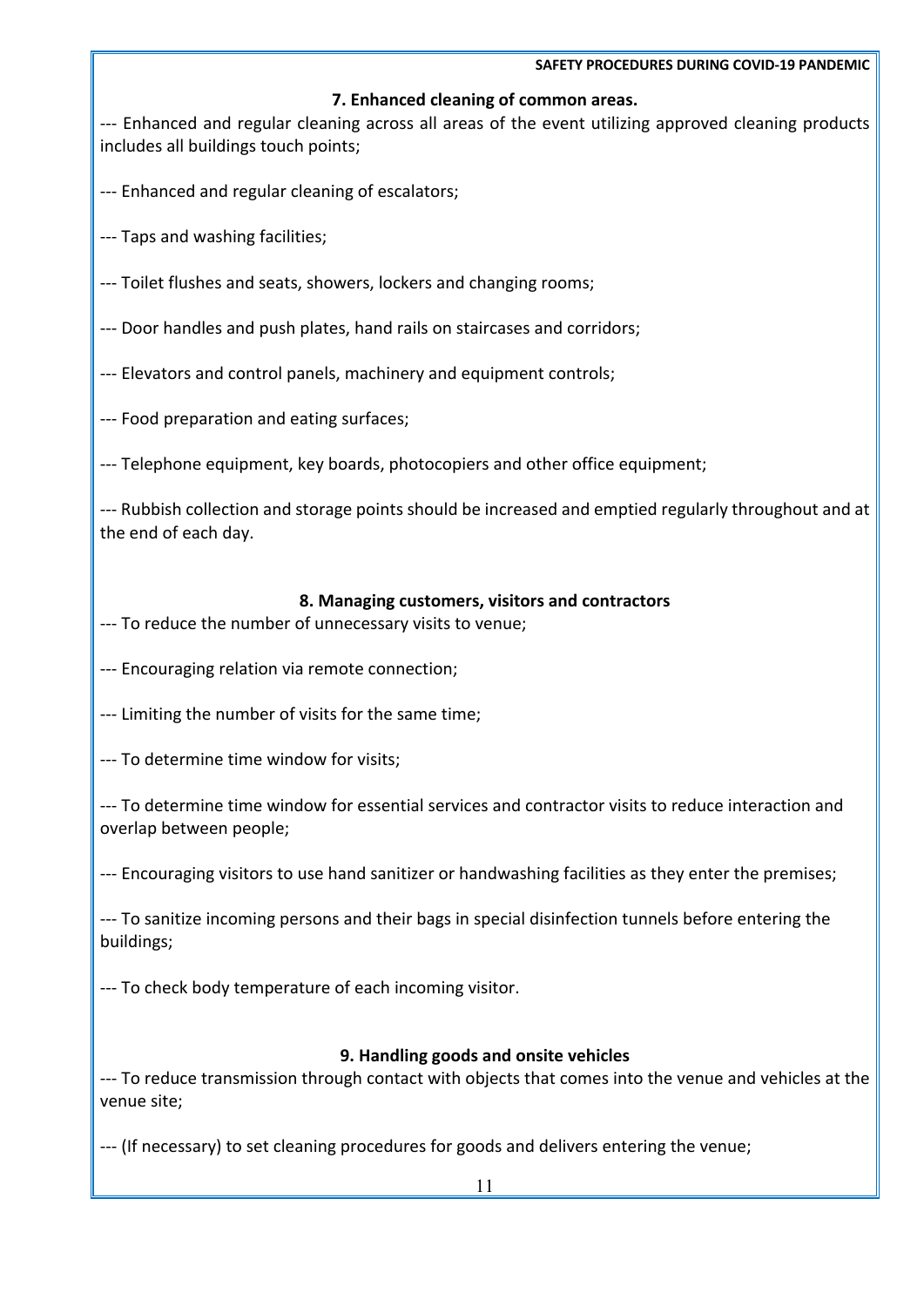### 7. Enhanced cleaning of common areas.

--- Enhanced and regular cleaning across all areas of the event utilizing approved cleaning products includes all buildings touch points;

--- Enhanced and regular cleaning of escalators;

--- Taps and washing facilities;

--- Toilet flushes and seats, showers, lockers and changing rooms;

--- Door handles and push plates, hand rails on staircases and corridors;

--- Elevators and control panels, machinery and equipment controls;

--- Food preparation and eating surfaces;

--- Telephone equipment, key boards, photocopiers and other office equipment;

--- Rubbish collection and storage points should be increased and emptied regularly throughout and at the end of each day.

### 8. Managing customers, visitors and contractors

--- To reduce the number of unnecessary visits to venue;

--- Encouraging relation via remote connection;

--- Limiting the number of visits for the same time;

--- To determine time window for visits;

--- To determine time window for essential services and contractor visits to reduce interaction and overlap between people;

--- Encouraging visitors to use hand sanitizer or handwashing facilities as they enter the premises;

--- To sanitize incoming persons and their bags in special disinfection tunnels before entering the buildings;

--- To check body temperature of each incoming visitor.

### 9. Handling goods and onsite vehicles

--- To reduce transmission through contact with objects that comes into the venue and vehicles at the venue site;

--- (If necessary) to set cleaning procedures for goods and delivers entering the venue;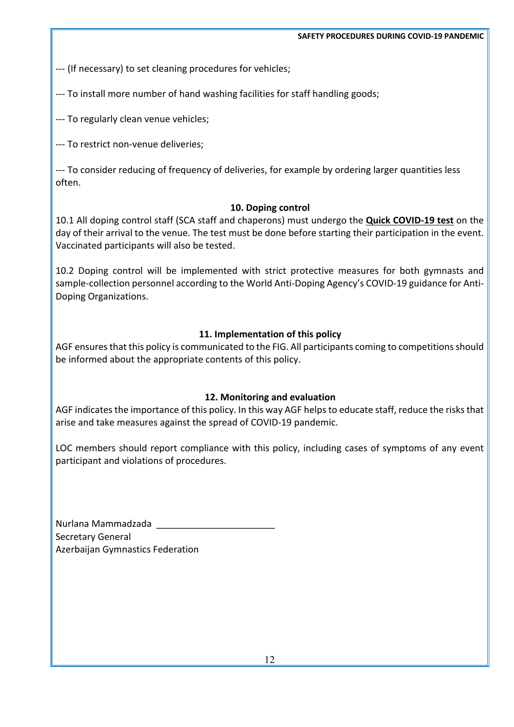--- (If necessary) to set cleaning procedures for vehicles;

--- To install more number of hand washing facilities for staff handling goods;

--- To regularly clean venue vehicles;

--- To restrict non-venue deliveries;

--- To consider reducing of frequency of deliveries, for example by ordering larger quantities less often.

## 10. Doping control

10.1 All doping control staff (SCA staff and chaperons) must undergo the **Quick COVID-19 test** on the day of their arrival to the venue. The test must be done before starting their participation in the event. Vaccinated participants will also be tested.

10.2 Doping control will be implemented with strict protective measures for both gymnasts and sample-collection personnel according to the World Anti-Doping Agency's COVID-19 guidance for Anti-Doping Organizations.

## 11. Implementation of this policy

AGF ensures that this policy is communicated to the FIG. All participants coming to competitions should be informed about the appropriate contents of this policy.

## 12. Monitoring and evaluation

AGF indicates the importance of this policy. In this way AGF helps to educate staff, reduce the risks that arise and take measures against the spread of COVID-19 pandemic.

LOC members should report compliance with this policy, including cases of symptoms of any event participant and violations of procedures.

Nurlana Mammadzada _______________________
Secretary General
Azerbaijan Gymnastics Federation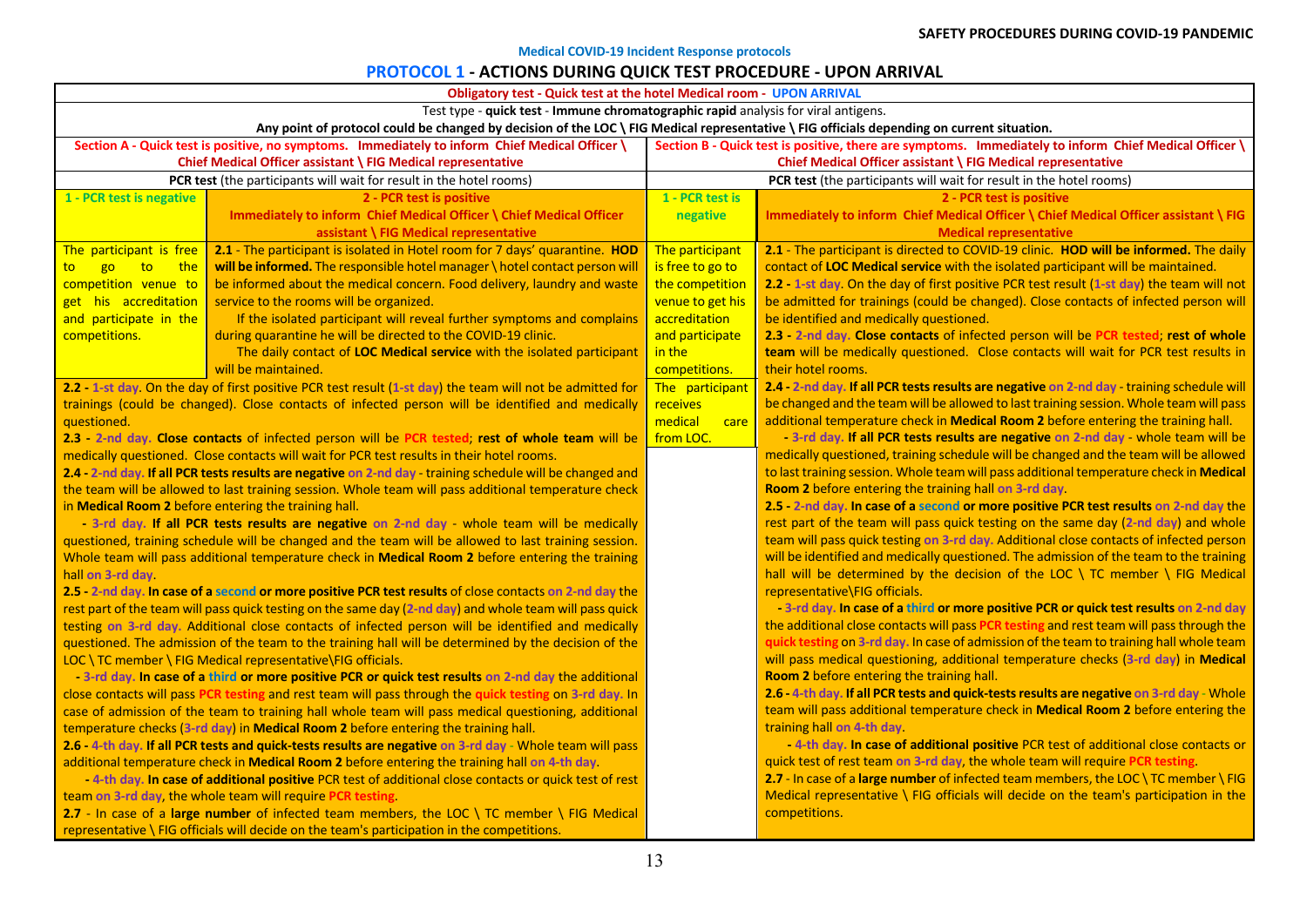**Medical COVID-19 Incident Response protocols**

# PROTOCOL 1 - ACTIONS DURING QUICK TEST PROCEDURE - UPON ARRIVAL

**Obligatory test - Quick test at the hotel Medical room - UPON ARRIVAL**

Test type - **quick test** - **Immune chromatographic rapid** analysis for viral antigens.

**Any point of protocol could be changed by decision of the LOC \ FIG Medical representative \ FIG officials depending on current situation.**

## Section A - Quick test is positive, no symptoms. Immediately to inform Chief Medical Officer \ Chief Medical Officer assistant \ FIG Medical representative

**PCR test** (the participants will wait for result in the hotel rooms)

| 1 - PCR test is negative | 2 - PCR test is positive<br>Immediately to inform Chief Medical Officer \ Chief Medical Officer assistant \ FIG Medical representative |
|---|---|
| The participant is free to go to the competition venue to get his accreditation and participate in the competitions. | **2.1** - The participant is isolated in Hotel room for 7 days' quarantine. **HOD will be informed.** The responsible hotel manager \ hotel contact person will be informed about the medical concern. Food delivery, laundry and waste service to the rooms will be organized.<br>If the isolated participant will reveal further symptoms and complains during quarantine he will be directed to the COVID-19 clinic.<br>The daily contact of **LOC Medical service** with the isolated participant will be maintained. |

**2.2 - 1-st day.** On the day of first positive PCR test result (**1-st day**) the team will not be admitted for trainings (could be changed). Close contacts of infected person will be identified and medically questioned.

**2.3 - 2-nd day. Close contacts** of infected person will be **PCR tested**; **rest of whole team** will be medically questioned. Close contacts will wait for PCR test results in their hotel rooms.

**2.4 - 2-nd day. If all PCR tests results are negative on 2-nd day** - training schedule will be changed and the team will be allowed to last training session. Whole team will pass additional temperature check in **Medical Room 2** before entering the training hall.

**- 3-rd day. If all PCR tests results are negative on 2-nd day** - whole team will be medically questioned, training schedule will be changed and the team will be allowed to last training session. Whole team will pass additional temperature check in **Medical Room 2** before entering the training hall **on 3-rd day.**

**2.5 - 2-nd day. In case of a second or more positive PCR test results** of close contacts **on 2-nd day** the rest part of the team will pass quick testing on the same day (**2-nd day**) and whole team will pass quick testing **on 3-rd day.** Additional close contacts of infected person will be identified and medically questioned. The admission of the team to the training hall will be determined by the decision of the LOC \ TC member \ FIG Medical representative\FIG officials.

**- 3-rd day. In case of a third or more positive PCR or quick test results on 2-nd day** the additional close contacts will pass **PCR testing** and rest team will pass through the **quick testing** on **3-rd day.** In case of admission of the team to training hall whole team will pass medical questioning, additional temperature checks (**3-rd day**) in **Medical Room 2** before entering the training hall.

**2.6 - 4-th day. If all PCR tests and quick-tests results are negative on 3-rd day** - Whole team will pass additional temperature check in **Medical Room 2** before entering the training hall **on 4-th day.**

**- 4-th day. In case of additional positive** PCR test of additional close contacts or quick test of rest team **on 3-rd day**, the whole team will require **PCR testing**.

**2.7** - In case of a **large number** of infected team members, the LOC \ TC member \ FIG Medical representative \ FIG officials will decide on the team's participation in the competitions.

## Section B - Quick test is positive, there are symptoms. Immediately to inform Chief Medical Officer \ Chief Medical Officer assistant \ FIG Medical representative

**PCR test** (the participants will wait for result in the hotel rooms)

| 1 - PCR test is negative | 2 - PCR test is positive<br>Immediately to inform Chief Medical Officer \ Chief Medical Officer assistant \ FIG Medical representative |
|---|---|
| The participant is free to go to the competition venue to get his accreditation and participate in the competitions.<br>The participant receives medical care from LOC. | **2.1** - The participant is directed to COVID-19 clinic. **HOD will be informed.** The daily contact of **LOC Medical service** with the isolated participant will be maintained.<br>**2.2 - 1-st day.** On the day of first positive PCR test result (**1-st day**) the team will not be admitted for trainings (could be changed). Close contacts of infected person will be identified and medically questioned.<br>**2.3 - 2-nd day. Close contacts** of infected person will be **PCR tested**; **rest of whole team** will be medically questioned. Close contacts will wait for PCR test results in their hotel rooms.<br>**2.4 - 2-nd day. If all PCR tests results are negative on 2-nd day** - training schedule will be changed and the team will be allowed to last training session. Whole team will pass additional temperature check in **Medical Room 2** before entering the training hall.<br>**- 3-rd day. If all PCR tests results are negative on 2-nd day** - whole team will be medically questioned, training schedule will be changed and the team will be allowed to last training session. Whole team will pass additional temperature check in **Medical Room 2** before entering the training hall **on 3-rd day.**<br>**2.5 - 2-nd day. In case of a second or more positive PCR test results on 2-nd day** the rest part of the team will pass quick testing on the same day (**2-nd day**) and whole team will pass quick testing **on 3-rd day.** Additional close contacts of infected person will be identified and medically questioned. The admission of the team to the training hall will be determined by the decision of the LOC \ TC member \ FIG Medical representative\FIG officials.<br>**- 3-rd day. In case of a third or more positive PCR or quick test results on 2-nd day** the additional close contacts will pass **PCR testing** and rest team will pass through the **quick testing** on **3-rd day.** In case of admission of the team to training hall whole team will pass medical questioning, additional temperature checks (**3-rd day**) in **Medical Room 2** before entering the training hall.<br>**2.6 - 4-th day. If all PCR tests and quick-tests results are negative on 3-rd day** - Whole team will pass additional temperature check in **Medical Room 2** before entering the training hall **on 4-th day.**<br>**- 4-th day. In case of additional positive** PCR test of additional close contacts or quick test of rest team **on 3-rd day**, the whole team will require **PCR testing**.<br>**2.7** - In case of a **large number** of infected team members, the LOC \ TC member \ FIG Medical representative \ FIG officials will decide on the team's participation in the competitions. |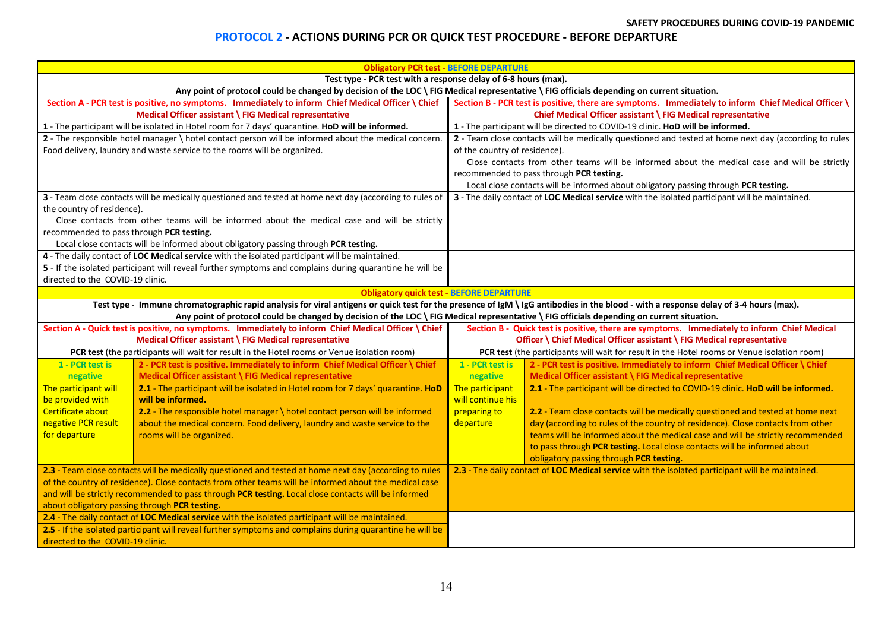# PROTOCOL 2 - ACTIONS DURING PCR OR QUICK TEST PROCEDURE - BEFORE DEPARTURE

## Obligatory PCR test - BEFORE DEPARTURE

**Test type - PCR test with a response delay of 6-8 hours (max).**

**Any point of protocol could be changed by decision of the LOC \ FIG Medical representative \ FIG officials depending on current situation.**

| Section A - PCR test is positive, no symptoms. Immediately to inform Chief Medical Officer \ Chief Medical Officer assistant \ FIG Medical representative | Section B - PCR test is positive, there are symptoms. Immediately to inform Chief Medical Officer \ Chief Medical Officer assistant \ FIG Medical representative |
|---|---|
| **1** - The participant will be isolated in Hotel room for 7 days' quarantine. **HoD will be informed.** | **1** - The participant will be directed to COVID-19 clinic. **HoD will be informed.** |
| **2** - The responsible hotel manager \ hotel contact person will be informed about the medical concern. Food delivery, laundry and waste service to the rooms will be organized. | **2** - Team close contacts will be medically questioned and tested at home next day (according to rules of the country of residence). Close contacts from other teams will be informed about the medical case and will be strictly recommended to pass through **PCR testing.** Local close contacts will be informed about obligatory passing through **PCR testing.** |
| **3** - Team close contacts will be medically questioned and tested at home next day (according to rules of the country of residence). Close contacts from other teams will be informed about the medical case and will be strictly recommended to pass through **PCR testing.** Local close contacts will be informed about obligatory passing through **PCR testing.** | **3** - The daily contact of **LOC Medical service** with the isolated participant will be maintained. |
| **4** - The daily contact of **LOC Medical service** with the isolated participant will be maintained. | |
| **5** - If the isolated participant will reveal further symptoms and complains during quarantine he will be directed to the COVID-19 clinic. | |

## Obligatory quick test - BEFORE DEPARTURE

**Test type - Immune chromatographic rapid analysis for viral antigens or quick test for the presence of IgM \ IgG antibodies in the blood - with a response delay of 3-4 hours (max).**

**Any point of protocol could be changed by decision of the LOC \ FIG Medical representative \ FIG officials depending on current situation.**

| Section A - Quick test is positive, no symptoms. Immediately to inform Chief Medical Officer \ Chief Medical Officer assistant \ FIG Medical representative | | Section B - Quick test is positive, there are symptoms. Immediately to inform Chief Medical Officer \ Chief Medical Officer assistant \ FIG Medical representative | |
|---|---|---|---|
| **PCR test** (the participants will wait for result in the Hotel rooms or Venue isolation room) | | **PCR test** (the participants will wait for result in the Hotel rooms or Venue isolation room) | |
| **1 - PCR test is negative** | **2 - PCR test is positive. Immediately to inform Chief Medical Officer \ Chief Medical Officer assistant \ FIG Medical representative** | **1 - PCR test is negative** | **2 - PCR test is positive. Immediately to inform Chief Medical Officer \ Chief Medical Officer assistant \ FIG Medical representative** |
| The participant will be provided with Certificate about negative PCR result for departure | **2.1** - The participant will be isolated in Hotel room for 7 days' quarantine. **HoD will be informed.** | The participant will continue his preparing to departure | **2.1** - The participant will be directed to COVID-19 clinic. **HoD will be informed.** |
| | **2.2** - The responsible hotel manager \ hotel contact person will be informed about the medical concern. Food delivery, laundry and waste service to the rooms will be organized. | | **2.2** - Team close contacts will be medically questioned and tested at home next day (according to rules of the country of residence). Close contacts from other teams will be informed about the medical case and will be strictly recommended to pass through **PCR testing.** Local close contacts will be informed about obligatory passing through **PCR testing.** |
| **2.3** - Team close contacts will be medically questioned and tested at home next day (according to rules of the country of residence). Close contacts from other teams will be informed about the medical case and will be strictly recommended to pass through **PCR testing.** Local close contacts will be informed about obligatory passing through **PCR testing.** | | **2.3** - The daily contact of **LOC Medical service** with the isolated participant will be maintained. | |
| **2.4** - The daily contact of **LOC Medical service** with the isolated participant will be maintained. | | | |
| **2.5** - If the isolated participant will reveal further symptoms and complains during quarantine he will be directed to the COVID-19 clinic. | | | |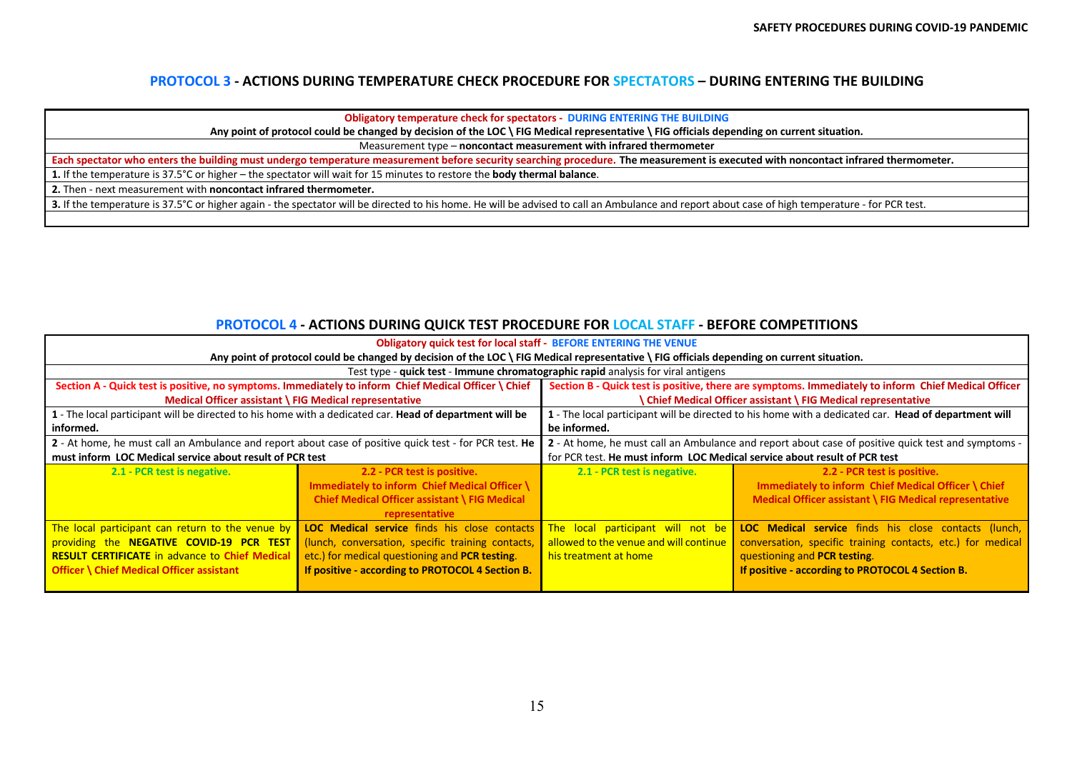## PROTOCOL 3 - ACTIONS DURING TEMPERATURE CHECK PROCEDURE FOR SPECTATORS – DURING ENTERING THE BUILDING

| **Obligatory temperature check for spectators - DURING ENTERING THE BUILDING** |
|---|
| **Any point of protocol could be changed by decision of the LOC \ FIG Medical representative \ FIG officials depending on current situation.** |
| Measurement type – **noncontact measurement with infrared thermometer** |
| **Each spectator who enters the building must undergo temperature measurement before security searching procedure. The measurement is executed with noncontact infrared thermometer.** |
| **1.** If the temperature is 37.5°C or higher – the spectator will wait for 15 minutes to restore the **body thermal balance**. |
| **2.** Then - next measurement with **noncontact infrared thermometer.** |
| **3.** If the temperature is 37.5°C or higher again - the spectator will be directed to his home. He will be advised to call an Ambulance and report about case of high temperature - for PCR test. |

## PROTOCOL 4 - ACTIONS DURING QUICK TEST PROCEDURE FOR LOCAL STAFF - BEFORE COMPETITIONS

| **Obligatory quick test for local staff - BEFORE ENTERING THE VENUE** | | | |
|---|---|---|---|
| **Any point of protocol could be changed by decision of the LOC \ FIG Medical representative \ FIG officials depending on current situation.** | | | |
| Test type - **quick test** - **Immune chromatographic rapid** analysis for viral antigens | | | |
| **Section A - Quick test is positive, no symptoms. Immediately to inform Chief Medical Officer \ Chief Medical Officer assistant \ FIG Medical representative** | | **Section B - Quick test is positive, there are symptoms. Immediately to inform Chief Medical Officer \ Chief Medical Officer assistant \ FIG Medical representative** | |
| **1** - The local participant will be directed to his home with a dedicated car. **Head of department will be informed.** | | **1** - The local participant will be directed to his home with a dedicated car. **Head of department will be informed.** | |
| **2** - At home, he must call an Ambulance and report about case of positive quick test - for PCR test. **He must inform LOC Medical service about result of PCR test** | | **2** - At home, he must call an Ambulance and report about case of positive quick test and symptoms - for PCR test. **He must inform LOC Medical service about result of PCR test** | |
| **2.1 - PCR test is negative.** | **2.2 - PCR test is positive. Immediately to inform Chief Medical Officer \ Chief Medical Officer assistant \ FIG Medical representative** | **2.1 - PCR test is negative.** | **2.2 - PCR test is positive. Immediately to inform Chief Medical Officer \ Chief Medical Officer assistant \ FIG Medical representative** |
| The local participant can return to the venue by providing the **NEGATIVE COVID-19 PCR TEST RESULT CERTIFICATE** in advance to Chief Medical Officer \ Chief Medical Officer assistant | **LOC Medical service** finds his close contacts (lunch, conversation, specific training contacts, etc.) for medical questioning and **PCR testing**. **If positive - according to PROTOCOL 4 Section B.** | The local participant will not be allowed to the venue and will continue his treatment at home | **LOC Medical service** finds his close contacts (lunch, conversation, specific training contacts, etc.) for medical questioning and **PCR testing**. **If positive - according to PROTOCOL 4 Section B.** |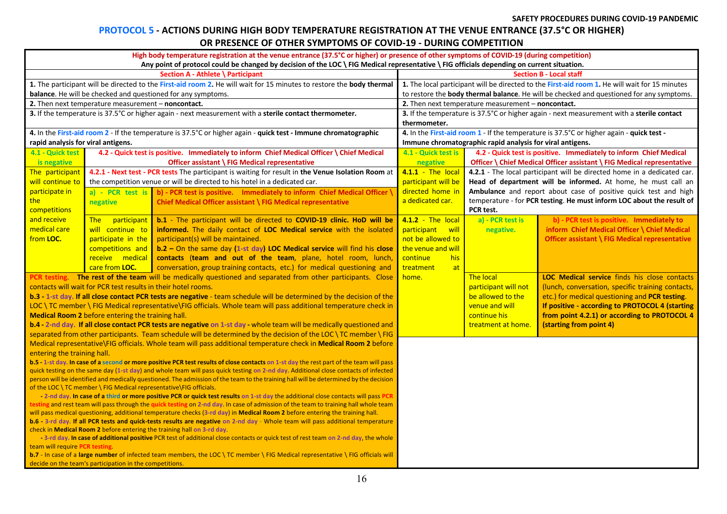# PROTOCOL 5 - ACTIONS DURING HIGH BODY TEMPERATURE REGISTRATION AT THE VENUE ENTRANCE (37.5°C OR HIGHER) OR PRESENCE OF OTHER SYMPTOMS OF COVID-19 - DURING COMPETITION

**High body temperature registration at the venue entrance (37.5°C or higher) or presence of other symptoms of COVID-19 (during competition)**

**Any point of protocol could be changed by decision of the LOC \ FIG Medical representative \ FIG officials depending on current situation.**

## Section A - Athlete \ Participant

**1.** The participant will be directed to the First-aid room 2. He will wait for 15 minutes to restore the **body thermal balance**. He will be checked and questioned for any symptoms.

**2.** Then next temperature measurement – **noncontact.**

**3.** If the temperature is 37.5°C or higher again - next measurement with a **sterile contact thermometer.**

**4.** In the First-aid room 2 - If the temperature is 37.5°C or higher again - **quick test - Immune chromatographic rapid analysis for viral antigens.**

**4.1 - Quick test is negative**

The participant will continue to participate in the competitions and receive medical care from **LOC.**

**4.2 - Quick test is positive. Immediately to inform Chief Medical Officer \ Chief Medical Officer assistant \ FIG Medical representative**

**4.2.1 - Next test - PCR tests** The participant is waiting for result in **the Venue Isolation Room** at the competition venue or will be directed to his hotel in a dedicated car.

**a) - PCR test is negative**

The participant will continue to participate in the competitions and receive medical care from **LOC.**

**b) - PCR test is positive. Immediately to inform Chief Medical Officer \ Chief Medical Officer assistant \ FIG Medical representative**

**b.1** - The participant will be directed to **COVID-19 clinic. HoD will be informed.** The daily contact of **LOC Medical service** with the isolated participant(s) will be maintained.

**b.2 –** On the same day **(1-st day) LOC Medical service** will find his **close contacts** (**team and out of the team**, plane, hotel room, lunch, conversation, group training contacts, etc.) for medical questioning and PCR testing. **The rest of the team** will be medically questioned and separated from other participants. Close contacts will wait for PCR test results in their hotel rooms.

**b.3 - 1-st day. If all close contact PCR tests are negative** - team schedule will be determined by the decision of the LOC \ TC member \ FIG Medical representative\FIG officials. Whole team will pass additional temperature check in **Medical Room 2** before entering the training hall.

**b.4 - 2-nd day. If all close contact PCR tests are negative on 1-st day** - whole team will be medically questioned and separated from other participants. Team schedule will be determined by the decision of the LOC \ TC member \ FIG Medical representative\FIG officials. Whole team will pass additional temperature check in **Medical Room 2** before entering the training hall.

**b.5 - 1-st day. In case of a second or more positive PCR test results of close contacts on 1-st day** the rest part of the team will pass quick testing on the same day (1-st day) and whole team will pass quick testing on 2-nd day. Additional close contacts of infected person will be identified and medically questioned. The admission of the team to the training hall will be determined by the decision of the LOC \ TC member \ FIG Medical representative\FIG officials.

**- 2-nd day. In case of a third or more positive PCR or quick test results on 1-st day** the additional close contacts will pass PCR testing and rest team will pass through the quick testing on 2-nd day. In case of admission of the team to training hall whole team will pass medical questioning, additional temperature checks (3-rd day) in **Medical Room 2** before entering the training hall.

**b.6 - 3-rd day. If all PCR tests and quick-tests results are negative on 2-nd day** - Whole team will pass additional temperature check in **Medical Room 2** before entering the training hall on 3-rd day.

**- 3-rd day. In case of additional positive** PCR test of additional close contacts or quick test of rest team on 2-nd day, the whole team will require PCR testing.

**b.7** - In case of a **large number** of infected team members, the LOC \ TC member \ FIG Medical representative \ FIG officials will decide on the team's participation in the competitions.

## Section B - Local staff

**1.** The local participant will be directed to the First-aid room 1. He will wait for 15 minutes to restore the **body thermal balance**. He will be checked and questioned for any symptoms.

**2.** Then next temperature measurement – **noncontact.**

**3.** If the temperature is 37.5°C or higher again - next measurement with a **sterile contact thermometer.**

**4.** In the First-aid room 1 - If the temperature is 37.5°C or higher again - **quick test - Immune chromatographic rapid analysis for viral antigens.**

**4.1 - Quick test is negative**

**4.1.1** - The local participant will be directed home in a dedicated car.

**4.1.2** - The local participant will not be allowed to the venue and will continue his treatment at home.

**4.2 - Quick test is positive. Immediately to inform Chief Medical Officer \ Chief Medical Officer assistant \ FIG Medical representative**

**4.2.1** - The local participant will be directed home in a dedicated car. **Head of department will be informed.** At home, he must call an **Ambulance** and report about case of positive quick test and high temperature - for **PCR testing. He must inform LOC about the result of PCR test.**

**a) - PCR test is negative.**

The local participant will not be allowed to the venue and will continue his treatment at home.

**b) - PCR test is positive. Immediately to inform Chief Medical Officer \ Chief Medical Officer assistant \ FIG Medical representative**

**LOC Medical service** finds his close contacts (lunch, conversation, specific training contacts, etc.) for medical questioning and **PCR testing. If positive - according to PROTOCOL 4 (starting from point 4.2.1) or according to PROTOCOL 4 (starting from point 4)**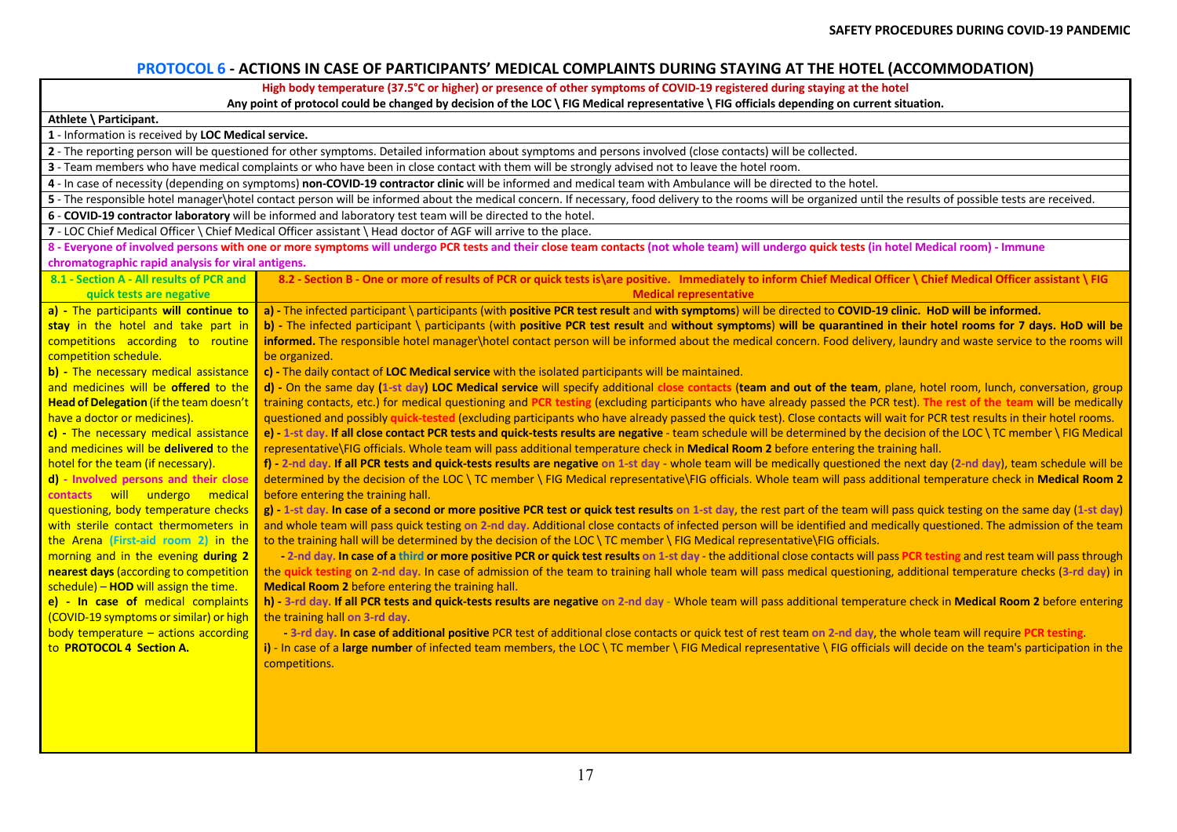# PROTOCOL 6 - ACTIONS IN CASE OF PARTICIPANTS' MEDICAL COMPLAINTS DURING STAYING AT THE HOTEL (ACCOMMODATION)

**High body temperature (37.5°C or higher) or presence of other symptoms of COVID-19 registered during staying at the hotel**

**Any point of protocol could be changed by decision of the LOC \ FIG Medical representative \ FIG officials depending on current situation.**

**Athlete \ Participant.**

**1** - Information is received by **LOC Medical service.**

**2** - The reporting person will be questioned for other symptoms. Detailed information about symptoms and persons involved (close contacts) will be collected.

**3** - Team members who have medical complaints or who have been in close contact with them will be strongly advised not to leave the hotel room.

**4** - In case of necessity (depending on symptoms) **non-COVID-19 contractor clinic** will be informed and medical team with Ambulance will be directed to the hotel.

**5** - The responsible hotel manager\hotel contact person will be informed about the medical concern. If necessary, food delivery to the rooms will be organized until the results of possible tests are received.

**6** - **COVID-19 contractor laboratory** will be informed and laboratory test team will be directed to the hotel.

**7** - LOC Chief Medical Officer \ Chief Medical Officer assistant \ Head doctor of AGF will arrive to the place.

**8 - Everyone of involved persons with one or more symptoms will undergo PCR tests and their close team contacts (not whole team) will undergo quick tests (in hotel Medical room) - Immune chromatographic rapid analysis for viral antigens.**

| **8.1 - Section A - All results of PCR and quick tests are negative** | **8.2 - Section B - One or more of results of PCR or quick tests is\are positive. Immediately to inform Chief Medical Officer \ Chief Medical Officer assistant \ FIG Medical representative** |
|---|---|
| **a) -** The participants **will continue to stay** in the hotel and take part in competitions according to routine competition schedule.<br>**b) -** The necessary medical assistance and medicines will be **offered** to the **Head of Delegation** (if the team doesn't have a doctor or medicines).<br>**c) -** The necessary medical assistance and medicines will be **delivered** to the hotel for the team (if necessary).<br>**d) - Involved persons and their close contacts** will undergo medical questioning, body temperature checks with sterile contact thermometers in the Arena (First-aid room 2) in the morning and in the evening **during 2 nearest days** (according to competition schedule) – **HOD** will assign the time.<br>**e) - In case of** medical complaints (COVID-19 symptoms or similar) or high body temperature – actions according to **PROTOCOL 4 Section A.** | **a) -** The infected participant \ participants (with **positive PCR test result** and **with symptoms**) will be directed to **COVID-19 clinic. HoD will be informed.**<br>**b) -** The infected participant \ participants (with **positive PCR test result** and **without symptoms**) **will be quarantined in their hotel rooms for 7 days. HoD will be informed.** The responsible hotel manager\hotel contact person will be informed about the medical concern. Food delivery, laundry and waste service to the rooms will be organized.<br>**c) -** The daily contact of **LOC Medical service** with the isolated participants will be maintained.<br>**d) -** On the same day **(1-st day) LOC Medical service** will specify additional **close contacts** (**team and out of the team**, plane, hotel room, lunch, conversation, group training contacts, etc.) for medical questioning and **PCR testing** (excluding participants who have already passed the PCR test). **The rest of the team** will be medically questioned and possibly **quick-tested** (excluding participants who have already passed the quick test). Close contacts will wait for PCR test results in their hotel rooms.<br>**e) - 1-st day. If all close contact PCR tests and quick-tests results are negative** - team schedule will be determined by the decision of the LOC \ TC member \ FIG Medical representative\FIG officials. Whole team will pass additional temperature check in **Medical Room 2** before entering the training hall.<br>**f) - 2-nd day. If all PCR tests and quick-tests results are negative on 1-st day** - whole team will be medically questioned the next day (**2-nd day**), team schedule will be determined by the decision of the LOC \ TC member \ FIG Medical representative\FIG officials. Whole team will pass additional temperature check in **Medical Room 2** before entering the training hall.<br>**g) - 1-st day. In case of a second or more positive PCR test or quick test results on 1-st day**, the rest part of the team will pass quick testing on the same day (**1-st day**) and whole team will pass quick testing **on 2-nd day**. Additional close contacts of infected person will be identified and medically questioned. The admission of the team to the training hall will be determined by the decision of the LOC \ TC member \ FIG Medical representative\FIG officials.<br>**- 2-nd day. In case of a third or more positive PCR or quick test results on 1-st day** - the additional close contacts will pass **PCR testing** and rest team will pass through the **quick testing** on **2-nd day.** In case of admission of the team to training hall whole team will pass medical questioning, additional temperature checks (**3-rd day**) in **Medical Room 2** before entering the training hall.<br>**h) - 3-rd day. If all PCR tests and quick-tests results are negative on 2-nd day** - Whole team will pass additional temperature check in **Medical Room 2** before entering the training hall **on 3-rd day**.<br>**- 3-rd day. In case of additional positive** PCR test of additional close contacts or quick test of rest team **on 2-nd day**, the whole team will require **PCR testing**.<br>**i)** - In case of a **large number** of infected team members, the LOC \ TC member \ FIG Medical representative \ FIG officials will decide on the team's participation in the competitions. |